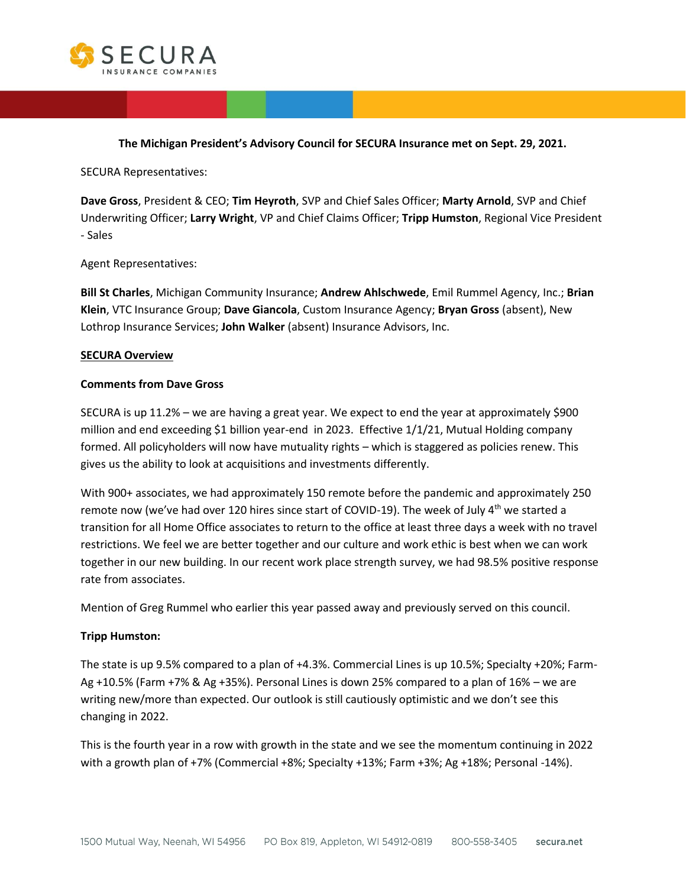SECURA INSURANCE COMPANIES

**The Michigan President's Advisory Council for SECURA Insurance met on Sept. 29, 2021.**

SECURA Representatives:

**Dave Gross**, President & CEO; **Tim Heyroth**, SVP and Chief Sales Officer; **Marty Arnold**, SVP and Chief Underwriting Officer; **Larry Wright**, VP and Chief Claims Officer; **Tripp Humston**, Regional Vice President - Sales

Agent Representatives:

**Bill St Charles**, Michigan Community Insurance; **Andrew Ahlschwede**, Emil Rummel Agency, Inc.; **Brian Klein**, VTC Insurance Group; **Dave Giancola**, Custom Insurance Agency; **Bryan Gross** (absent), New Lothrop Insurance Services; **John Walker** (absent) Insurance Advisors, Inc.

## SECURA Overview

### Comments from Dave Gross

SECURA is up 11.2% – we are having a great year. We expect to end the year at approximately $900 million and end exceeding $1 billion year-end in 2023. Effective 1/1/21, Mutual Holding company formed. All policyholders will now have mutuality rights – which is staggered as policies renew. This gives us the ability to look at acquisitions and investments differently.

With 900+ associates, we had approximately 150 remote before the pandemic and approximately 250 remote now (we've had over 120 hires since start of COVID-19). The week of July 4th we started a transition for all Home Office associates to return to the office at least three days a week with no travel restrictions. We feel we are better together and our culture and work ethic is best when we can work together in our new building. In our recent work place strength survey, we had 98.5% positive response rate from associates.

Mention of Greg Rummel who earlier this year passed away and previously served on this council.

### Tripp Humston:

The state is up 9.5% compared to a plan of +4.3%. Commercial Lines is up 10.5%; Specialty +20%; Farm-Ag +10.5% (Farm +7% & Ag +35%). Personal Lines is down 25% compared to a plan of 16% – we are writing new/more than expected. Our outlook is still cautiously optimistic and we don't see this changing in 2022.

This is the fourth year in a row with growth in the state and we see the momentum continuing in 2022 with a growth plan of +7% (Commercial +8%; Specialty +13%; Farm +3%; Ag +18%; Personal -14%).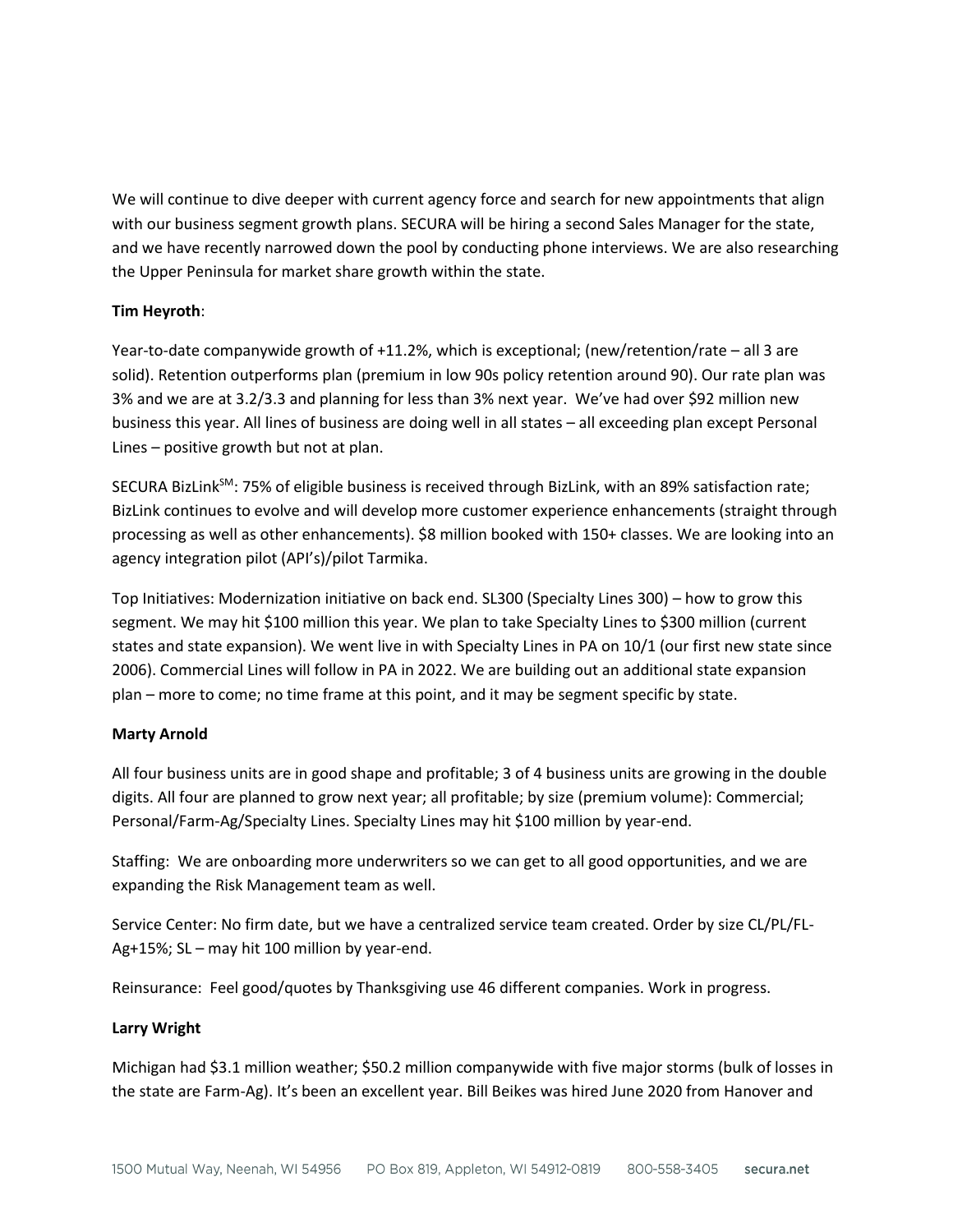We will continue to dive deeper with current agency force and search for new appointments that align with our business segment growth plans. SECURA will be hiring a second Sales Manager for the state, and we have recently narrowed down the pool by conducting phone interviews. We are also researching the Upper Peninsula for market share growth within the state.

**Tim Heyroth**:

Year-to-date companywide growth of +11.2%, which is exceptional; (new/retention/rate – all 3 are solid). Retention outperforms plan (premium in low 90s policy retention around 90). Our rate plan was 3% and we are at 3.2/3.3 and planning for less than 3% next year. We've had over $92 million new business this year. All lines of business are doing well in all states – all exceeding plan except Personal Lines – positive growth but not at plan.

SECURA BizLink℠: 75% of eligible business is received through BizLink, with an 89% satisfaction rate; BizLink continues to evolve and will develop more customer experience enhancements (straight through processing as well as other enhancements). $8 million booked with 150+ classes. We are looking into an agency integration pilot (API's)/pilot Tarmika.

Top Initiatives: Modernization initiative on back end. SL300 (Specialty Lines 300) – how to grow this segment. We may hit $100 million this year. We plan to take Specialty Lines to $300 million (current states and state expansion). We went live in with Specialty Lines in PA on 10/1 (our first new state since 2006). Commercial Lines will follow in PA in 2022. We are building out an additional state expansion plan – more to come; no time frame at this point, and it may be segment specific by state.

**Marty Arnold**

All four business units are in good shape and profitable; 3 of 4 business units are growing in the double digits. All four are planned to grow next year; all profitable; by size (premium volume): Commercial; Personal/Farm-Ag/Specialty Lines. Specialty Lines may hit $100 million by year-end.

Staffing: We are onboarding more underwriters so we can get to all good opportunities, and we are expanding the Risk Management team as well.

Service Center: No firm date, but we have a centralized service team created. Order by size CL/PL/FL-Ag+15%; SL – may hit 100 million by year-end.

Reinsurance: Feel good/quotes by Thanksgiving use 46 different companies. Work in progress.

**Larry Wright**

Michigan had $3.1 million weather; $50.2 million companywide with five major storms (bulk of losses in the state are Farm-Ag). It's been an excellent year. Bill Beikes was hired June 2020 from Hanover and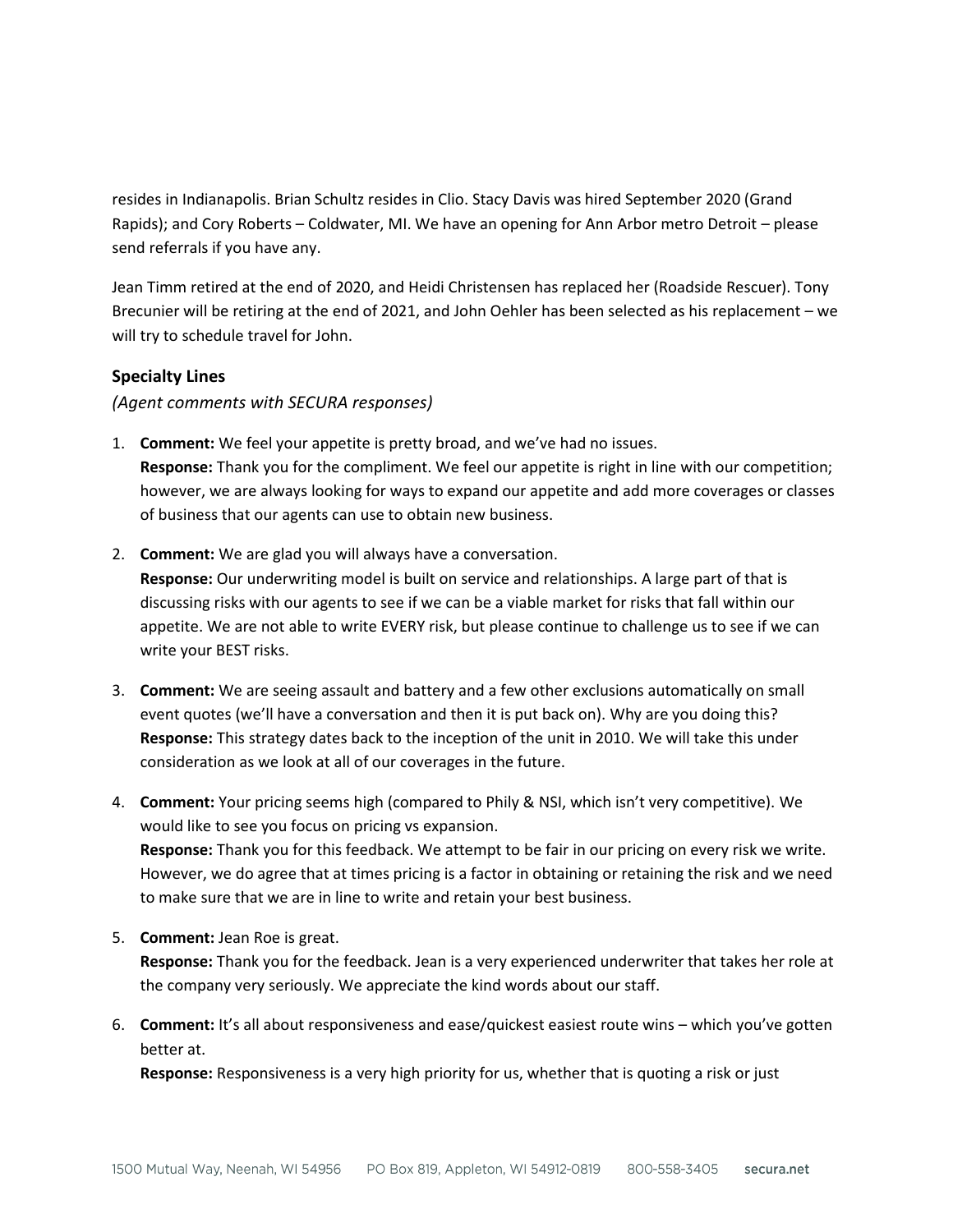resides in Indianapolis. Brian Schultz resides in Clio. Stacy Davis was hired September 2020 (Grand Rapids); and Cory Roberts – Coldwater, MI. We have an opening for Ann Arbor metro Detroit – please send referrals if you have any.

Jean Timm retired at the end of 2020, and Heidi Christensen has replaced her (Roadside Rescuer). Tony Brecunier will be retiring at the end of 2021, and John Oehler has been selected as his replacement – we will try to schedule travel for John.

### Specialty Lines

*(Agent comments with SECURA responses)*

1. **Comment:** We feel your appetite is pretty broad, and we've had no issues.
   **Response:** Thank you for the compliment. We feel our appetite is right in line with our competition; however, we are always looking for ways to expand our appetite and add more coverages or classes of business that our agents can use to obtain new business.

2. **Comment:** We are glad you will always have a conversation.
   **Response:** Our underwriting model is built on service and relationships. A large part of that is discussing risks with our agents to see if we can be a viable market for risks that fall within our appetite. We are not able to write EVERY risk, but please continue to challenge us to see if we can write your BEST risks.

3. **Comment:** We are seeing assault and battery and a few other exclusions automatically on small event quotes (we'll have a conversation and then it is put back on). Why are you doing this?
   **Response:** This strategy dates back to the inception of the unit in 2010. We will take this under consideration as we look at all of our coverages in the future.

4. **Comment:** Your pricing seems high (compared to Phily & NSI, which isn't very competitive). We would like to see you focus on pricing vs expansion.
   **Response:** Thank you for this feedback. We attempt to be fair in our pricing on every risk we write. However, we do agree that at times pricing is a factor in obtaining or retaining the risk and we need to make sure that we are in line to write and retain your best business.

5. **Comment:** Jean Roe is great.
   **Response:** Thank you for the feedback. Jean is a very experienced underwriter that takes her role at the company very seriously. We appreciate the kind words about our staff.

6. **Comment:** It's all about responsiveness and ease/quickest easiest route wins – which you've gotten better at.
   **Response:** Responsiveness is a very high priority for us, whether that is quoting a risk or just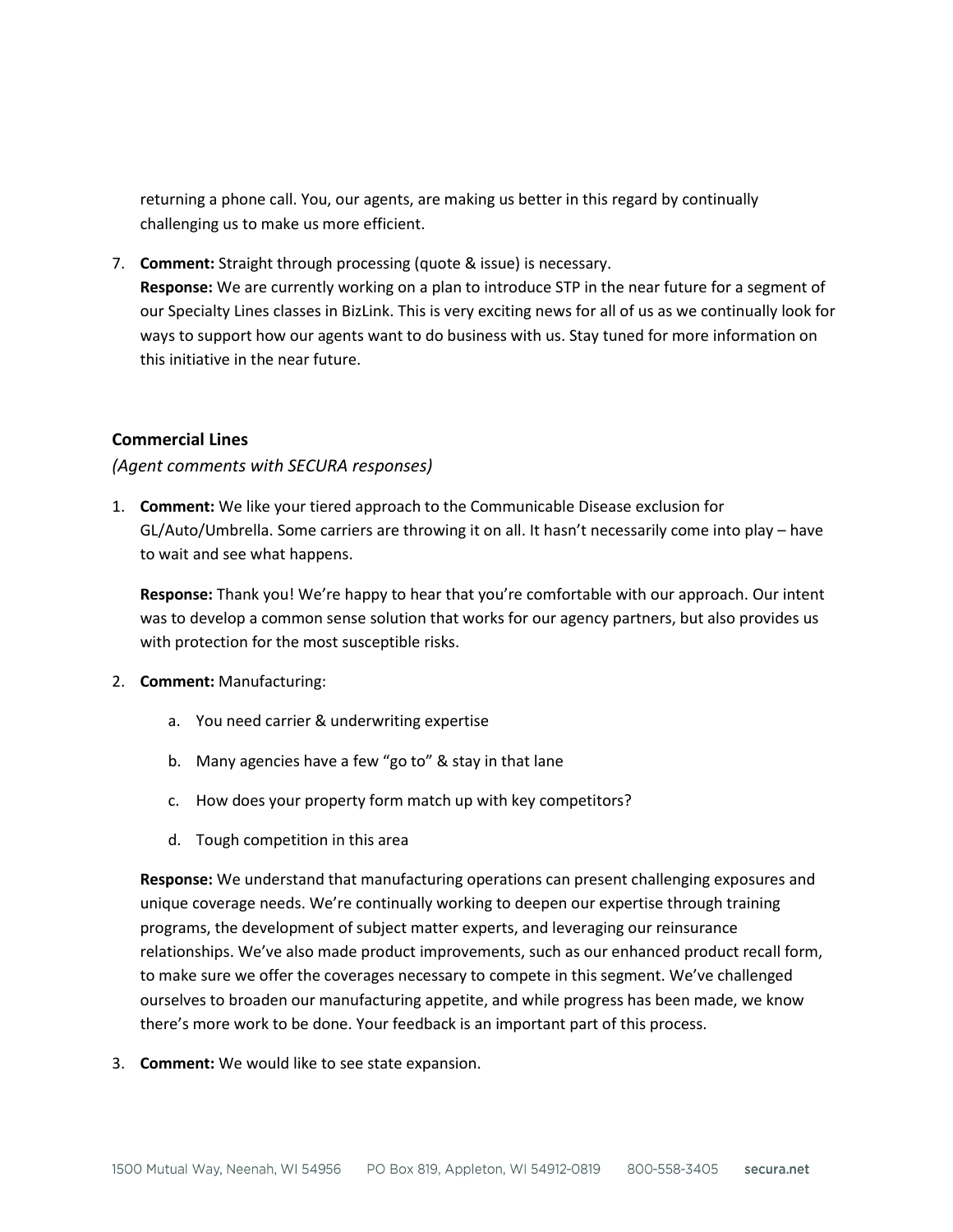returning a phone call. You, our agents, are making us better in this regard by continually challenging us to make us more efficient.

7. **Comment:** Straight through processing (quote & issue) is necessary.
   **Response:** We are currently working on a plan to introduce STP in the near future for a segment of our Specialty Lines classes in BizLink. This is very exciting news for all of us as we continually look for ways to support how our agents want to do business with us. Stay tuned for more information on this initiative in the near future.

### Commercial Lines

*(Agent comments with SECURA responses)*

1. **Comment:** We like your tiered approach to the Communicable Disease exclusion for GL/Auto/Umbrella. Some carriers are throwing it on all. It hasn't necessarily come into play – have to wait and see what happens.

   **Response:** Thank you! We're happy to hear that you're comfortable with our approach. Our intent was to develop a common sense solution that works for our agency partners, but also provides us with protection for the most susceptible risks.

2. **Comment:** Manufacturing:

   a. You need carrier & underwriting expertise

   b. Many agencies have a few "go to" & stay in that lane

   c. How does your property form match up with key competitors?

   d. Tough competition in this area

   **Response:** We understand that manufacturing operations can present challenging exposures and unique coverage needs. We're continually working to deepen our expertise through training programs, the development of subject matter experts, and leveraging our reinsurance relationships. We've also made product improvements, such as our enhanced product recall form, to make sure we offer the coverages necessary to compete in this segment. We've challenged ourselves to broaden our manufacturing appetite, and while progress has been made, we know there's more work to be done. Your feedback is an important part of this process.

3. **Comment:** We would like to see state expansion.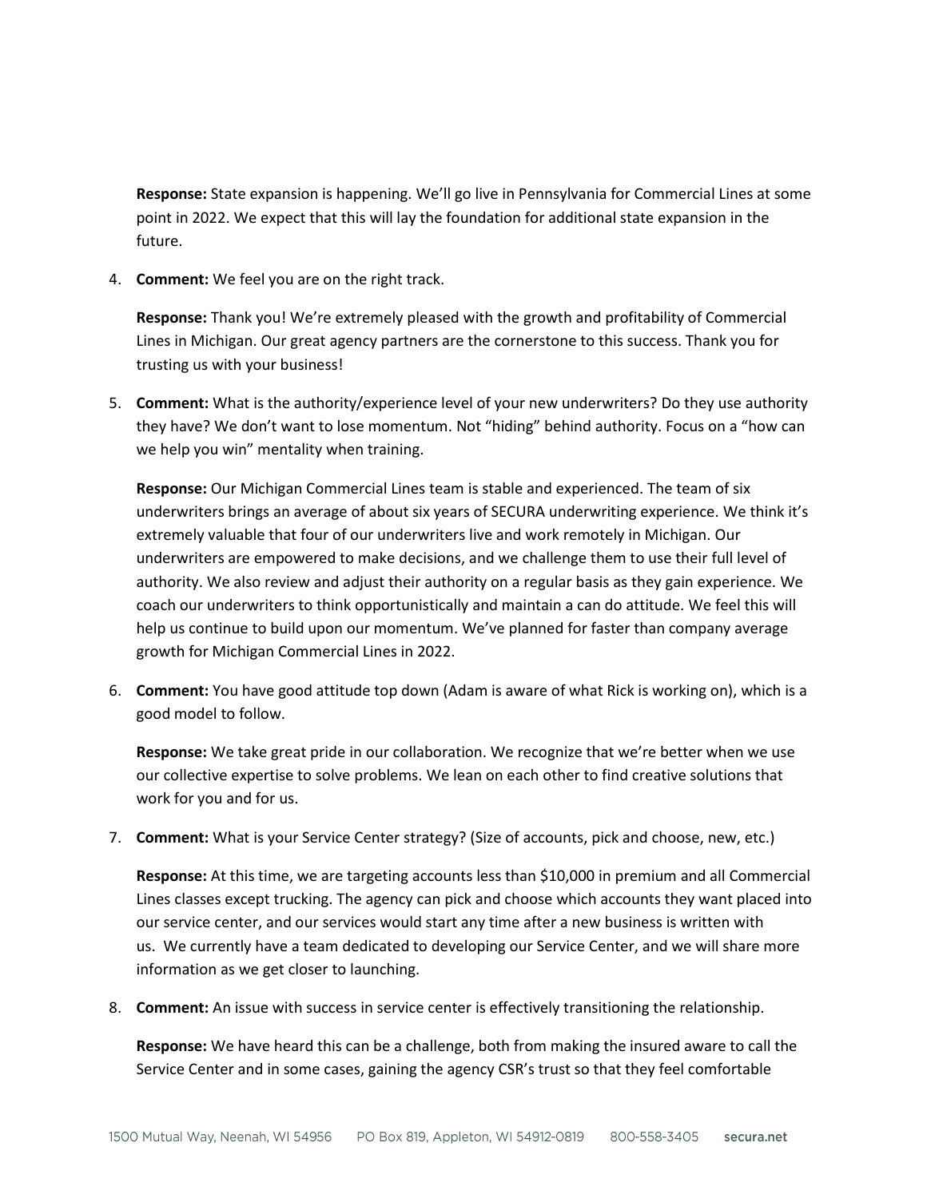**Response:** State expansion is happening. We'll go live in Pennsylvania for Commercial Lines at some point in 2022. We expect that this will lay the foundation for additional state expansion in the future.

4. **Comment:** We feel you are on the right track.

   **Response:** Thank you! We're extremely pleased with the growth and profitability of Commercial Lines in Michigan. Our great agency partners are the cornerstone to this success. Thank you for trusting us with your business!

5. **Comment:** What is the authority/experience level of your new underwriters? Do they use authority they have? We don't want to lose momentum. Not "hiding" behind authority. Focus on a "how can we help you win" mentality when training.

   **Response:** Our Michigan Commercial Lines team is stable and experienced. The team of six underwriters brings an average of about six years of SECURA underwriting experience. We think it's extremely valuable that four of our underwriters live and work remotely in Michigan. Our underwriters are empowered to make decisions, and we challenge them to use their full level of authority. We also review and adjust their authority on a regular basis as they gain experience. We coach our underwriters to think opportunistically and maintain a can do attitude. We feel this will help us continue to build upon our momentum. We've planned for faster than company average growth for Michigan Commercial Lines in 2022.

6. **Comment:** You have good attitude top down (Adam is aware of what Rick is working on), which is a good model to follow.

   **Response:** We take great pride in our collaboration. We recognize that we're better when we use our collective expertise to solve problems. We lean on each other to find creative solutions that work for you and for us.

7. **Comment:** What is your Service Center strategy? (Size of accounts, pick and choose, new, etc.)

   **Response:** At this time, we are targeting accounts less than $10,000 in premium and all Commercial Lines classes except trucking. The agency can pick and choose which accounts they want placed into our service center, and our services would start any time after a new business is written with us. We currently have a team dedicated to developing our Service Center, and we will share more information as we get closer to launching.

8. **Comment:** An issue with success in service center is effectively transitioning the relationship.

   **Response:** We have heard this can be a challenge, both from making the insured aware to call the Service Center and in some cases, gaining the agency CSR's trust so that they feel comfortable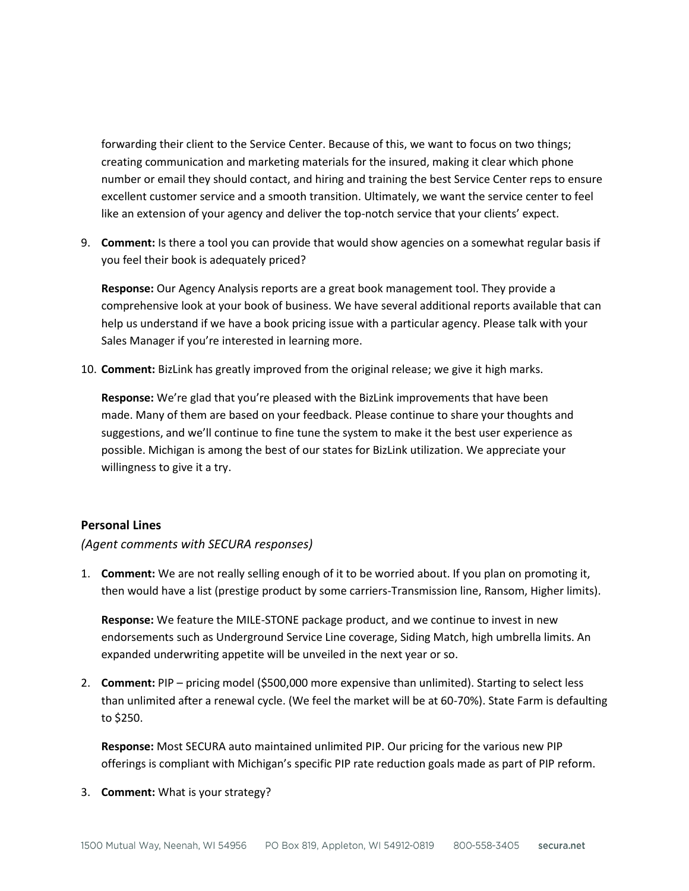forwarding their client to the Service Center. Because of this, we want to focus on two things; creating communication and marketing materials for the insured, making it clear which phone number or email they should contact, and hiring and training the best Service Center reps to ensure excellent customer service and a smooth transition. Ultimately, we want the service center to feel like an extension of your agency and deliver the top-notch service that your clients' expect.

9. **Comment:** Is there a tool you can provide that would show agencies on a somewhat regular basis if you feel their book is adequately priced?

   **Response:** Our Agency Analysis reports are a great book management tool. They provide a comprehensive look at your book of business. We have several additional reports available that can help us understand if we have a book pricing issue with a particular agency. Please talk with your Sales Manager if you're interested in learning more.

10. **Comment:** BizLink has greatly improved from the original release; we give it high marks.

    **Response:** We're glad that you're pleased with the BizLink improvements that have been made. Many of them are based on your feedback. Please continue to share your thoughts and suggestions, and we'll continue to fine tune the system to make it the best user experience as possible. Michigan is among the best of our states for BizLink utilization. We appreciate your willingness to give it a try.

### Personal Lines

*(Agent comments with SECURA responses)*

1. **Comment:** We are not really selling enough of it to be worried about. If you plan on promoting it, then would have a list (prestige product by some carriers-Transmission line, Ransom, Higher limits).

   **Response:** We feature the MILE-STONE package product, and we continue to invest in new endorsements such as Underground Service Line coverage, Siding Match, high umbrella limits. An expanded underwriting appetite will be unveiled in the next year or so.

2. **Comment:** PIP – pricing model ($500,000 more expensive than unlimited). Starting to select less than unlimited after a renewal cycle. (We feel the market will be at 60-70%). State Farm is defaulting to $250.

   **Response:** Most SECURA auto maintained unlimited PIP. Our pricing for the various new PIP offerings is compliant with Michigan's specific PIP rate reduction goals made as part of PIP reform.

3. **Comment:** What is your strategy?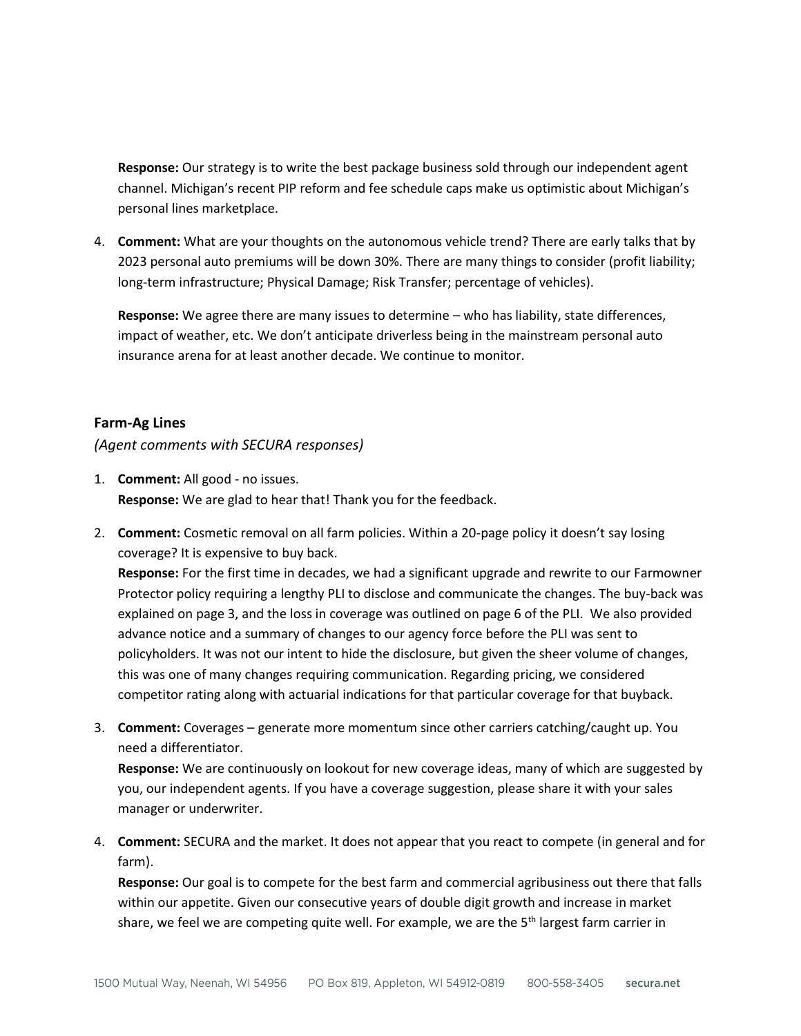**Response:** Our strategy is to write the best package business sold through our independent agent channel. Michigan's recent PIP reform and fee schedule caps make us optimistic about Michigan's personal lines marketplace.

4. **Comment:** What are your thoughts on the autonomous vehicle trend? There are early talks that by 2023 personal auto premiums will be down 30%. There are many things to consider (profit liability; long-term infrastructure; Physical Damage; Risk Transfer; percentage of vehicles).

   **Response:** We agree there are many issues to determine – who has liability, state differences, impact of weather, etc. We don't anticipate driverless being in the mainstream personal auto insurance arena for at least another decade. We continue to monitor.

### Farm-Ag Lines

*(Agent comments with SECURA responses)*

1. **Comment:** All good - no issues.
   **Response:** We are glad to hear that! Thank you for the feedback.

2. **Comment:** Cosmetic removal on all farm policies. Within a 20-page policy it doesn't say losing coverage? It is expensive to buy back.
   **Response:** For the first time in decades, we had a significant upgrade and rewrite to our Farmowner Protector policy requiring a lengthy PLI to disclose and communicate the changes. The buy-back was explained on page 3, and the loss in coverage was outlined on page 6 of the PLI. We also provided advance notice and a summary of changes to our agency force before the PLI was sent to policyholders. It was not our intent to hide the disclosure, but given the sheer volume of changes, this was one of many changes requiring communication. Regarding pricing, we considered competitor rating along with actuarial indications for that particular coverage for that buyback.

3. **Comment:** Coverages – generate more momentum since other carriers catching/caught up. You need a differentiator.
   **Response:** We are continuously on lookout for new coverage ideas, many of which are suggested by you, our independent agents. If you have a coverage suggestion, please share it with your sales manager or underwriter.

4. **Comment:** SECURA and the market. It does not appear that you react to compete (in general and for farm).
   **Response:** Our goal is to compete for the best farm and commercial agribusiness out there that falls within our appetite. Given our consecutive years of double digit growth and increase in market share, we feel we are competing quite well. For example, we are the 5th largest farm carrier in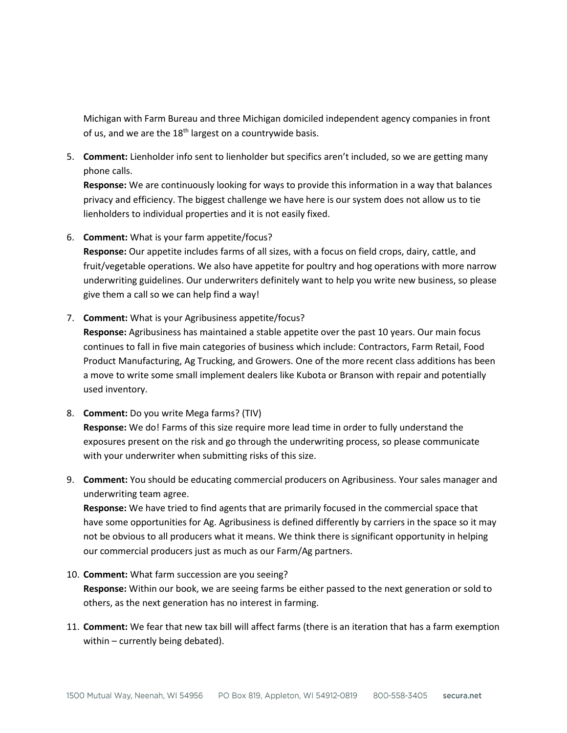Michigan with Farm Bureau and three Michigan domiciled independent agency companies in front of us, and we are the 18th largest on a countrywide basis.

5. **Comment:** Lienholder info sent to lienholder but specifics aren't included, so we are getting many phone calls.
   **Response:** We are continuously looking for ways to provide this information in a way that balances privacy and efficiency. The biggest challenge we have here is our system does not allow us to tie lienholders to individual properties and it is not easily fixed.

6. **Comment:** What is your farm appetite/focus?
   **Response:** Our appetite includes farms of all sizes, with a focus on field crops, dairy, cattle, and fruit/vegetable operations. We also have appetite for poultry and hog operations with more narrow underwriting guidelines. Our underwriters definitely want to help you write new business, so please give them a call so we can help find a way!

7. **Comment:** What is your Agribusiness appetite/focus?
   **Response:** Agribusiness has maintained a stable appetite over the past 10 years. Our main focus continues to fall in five main categories of business which include: Contractors, Farm Retail, Food Product Manufacturing, Ag Trucking, and Growers. One of the more recent class additions has been a move to write some small implement dealers like Kubota or Branson with repair and potentially used inventory.

8. **Comment:** Do you write Mega farms? (TIV)
   **Response:** We do! Farms of this size require more lead time in order to fully understand the exposures present on the risk and go through the underwriting process, so please communicate with your underwriter when submitting risks of this size.

9. **Comment:** You should be educating commercial producers on Agribusiness. Your sales manager and underwriting team agree.
   **Response:** We have tried to find agents that are primarily focused in the commercial space that have some opportunities for Ag. Agribusiness is defined differently by carriers in the space so it may not be obvious to all producers what it means. We think there is significant opportunity in helping our commercial producers just as much as our Farm/Ag partners.

10. **Comment:** What farm succession are you seeing?
    **Response:** Within our book, we are seeing farms be either passed to the next generation or sold to others, as the next generation has no interest in farming.

11. **Comment:** We fear that new tax bill will affect farms (there is an iteration that has a farm exemption within – currently being debated).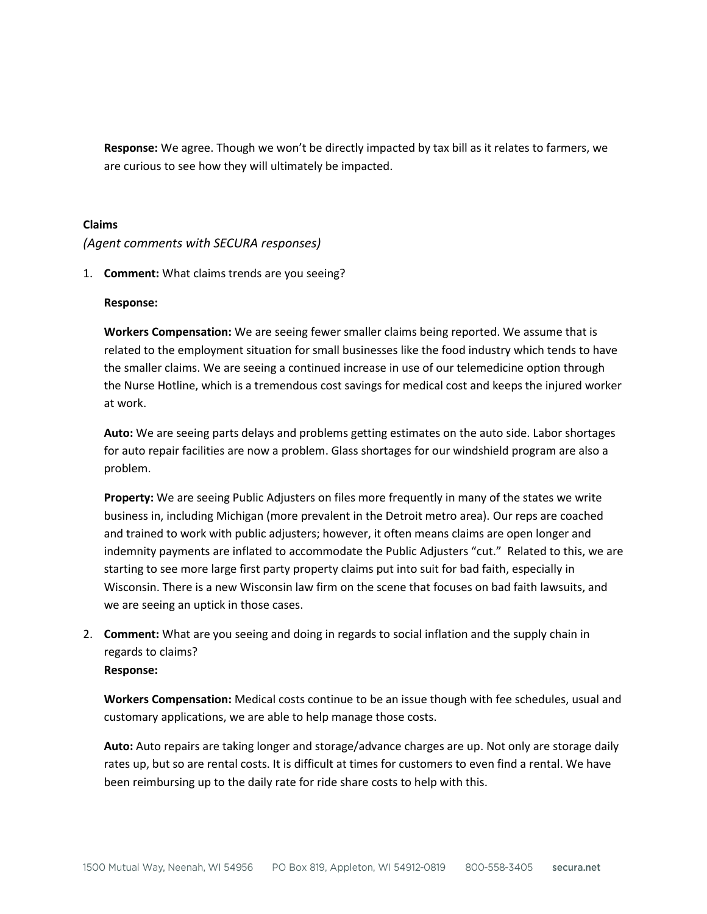**Response:** We agree. Though we won't be directly impacted by tax bill as it relates to farmers, we are curious to see how they will ultimately be impacted.

**Claims**

*(Agent comments with SECURA responses)*

1. **Comment:** What claims trends are you seeing?

   **Response:**

   **Workers Compensation:** We are seeing fewer smaller claims being reported. We assume that is related to the employment situation for small businesses like the food industry which tends to have the smaller claims. We are seeing a continued increase in use of our telemedicine option through the Nurse Hotline, which is a tremendous cost savings for medical cost and keeps the injured worker at work.

   **Auto:** We are seeing parts delays and problems getting estimates on the auto side. Labor shortages for auto repair facilities are now a problem. Glass shortages for our windshield program are also a problem.

   **Property:** We are seeing Public Adjusters on files more frequently in many of the states we write business in, including Michigan (more prevalent in the Detroit metro area). Our reps are coached and trained to work with public adjusters; however, it often means claims are open longer and indemnity payments are inflated to accommodate the Public Adjusters "cut." Related to this, we are starting to see more large first party property claims put into suit for bad faith, especially in Wisconsin. There is a new Wisconsin law firm on the scene that focuses on bad faith lawsuits, and we are seeing an uptick in those cases.

2. **Comment:** What are you seeing and doing in regards to social inflation and the supply chain in regards to claims?
   **Response:**

   **Workers Compensation:** Medical costs continue to be an issue though with fee schedules, usual and customary applications, we are able to help manage those costs.

   **Auto:** Auto repairs are taking longer and storage/advance charges are up. Not only are storage daily rates up, but so are rental costs. It is difficult at times for customers to even find a rental. We have been reimbursing up to the daily rate for ride share costs to help with this.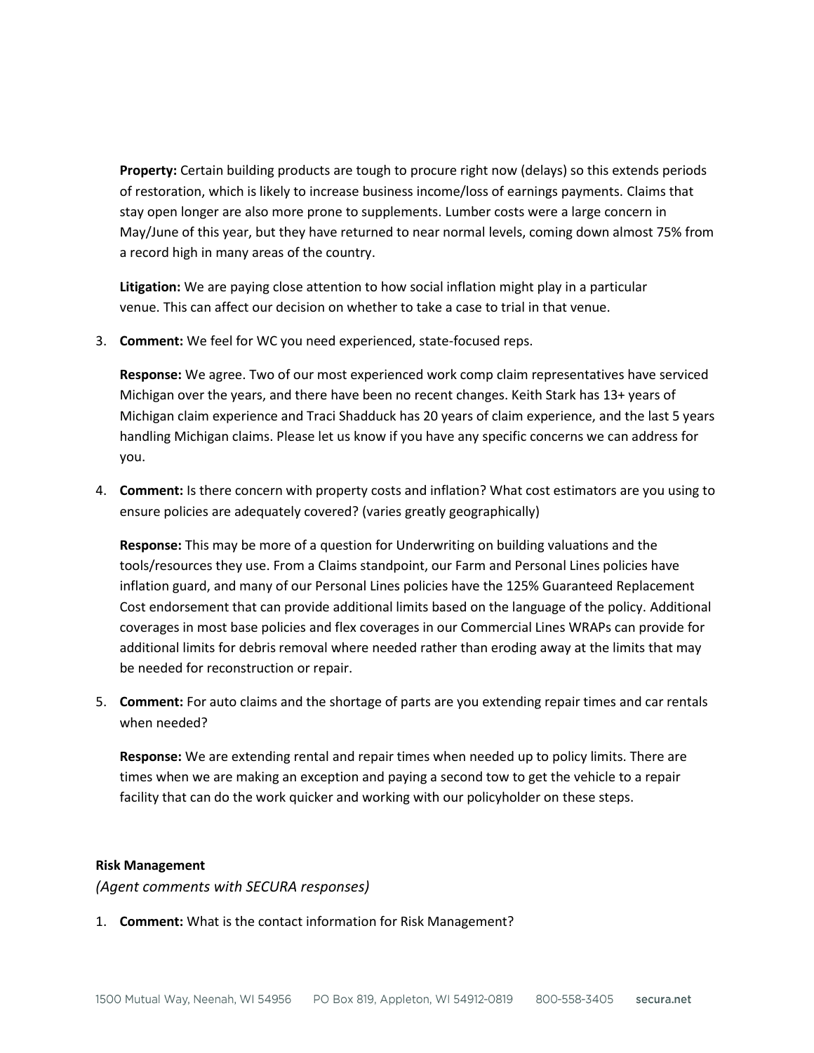**Property:** Certain building products are tough to procure right now (delays) so this extends periods of restoration, which is likely to increase business income/loss of earnings payments. Claims that stay open longer are also more prone to supplements. Lumber costs were a large concern in May/June of this year, but they have returned to near normal levels, coming down almost 75% from a record high in many areas of the country.

**Litigation:** We are paying close attention to how social inflation might play in a particular venue. This can affect our decision on whether to take a case to trial in that venue.

3. **Comment:** We feel for WC you need experienced, state-focused reps.

   **Response:** We agree. Two of our most experienced work comp claim representatives have serviced Michigan over the years, and there have been no recent changes. Keith Stark has 13+ years of Michigan claim experience and Traci Shadduck has 20 years of claim experience, and the last 5 years handling Michigan claims. Please let us know if you have any specific concerns we can address for you.

4. **Comment:** Is there concern with property costs and inflation? What cost estimators are you using to ensure policies are adequately covered? (varies greatly geographically)

   **Response:** This may be more of a question for Underwriting on building valuations and the tools/resources they use. From a Claims standpoint, our Farm and Personal Lines policies have inflation guard, and many of our Personal Lines policies have the 125% Guaranteed Replacement Cost endorsement that can provide additional limits based on the language of the policy. Additional coverages in most base policies and flex coverages in our Commercial Lines WRAPs can provide for additional limits for debris removal where needed rather than eroding away at the limits that may be needed for reconstruction or repair.

5. **Comment:** For auto claims and the shortage of parts are you extending repair times and car rentals when needed?

   **Response:** We are extending rental and repair times when needed up to policy limits. There are times when we are making an exception and paying a second tow to get the vehicle to a repair facility that can do the work quicker and working with our policyholder on these steps.

**Risk Management**

*(Agent comments with SECURA responses)*

1. **Comment:** What is the contact information for Risk Management?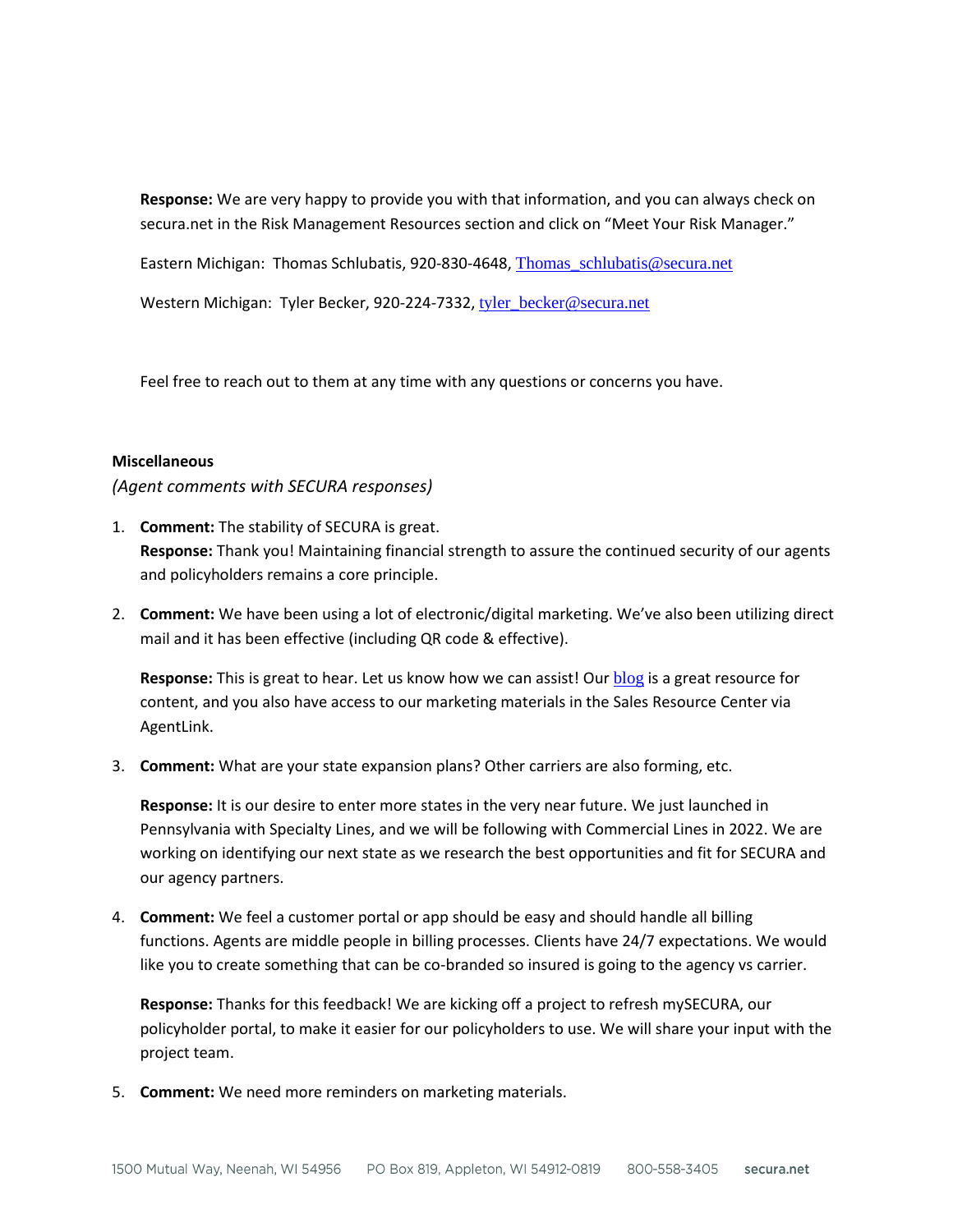**Response:** We are very happy to provide you with that information, and you can always check on secura.net in the Risk Management Resources section and click on "Meet Your Risk Manager."

Eastern Michigan: Thomas Schlubatis, 920-830-4648, Thomas_schlubatis@secura.net

Western Michigan: Tyler Becker, 920-224-7332, tyler_becker@secura.net

Feel free to reach out to them at any time with any questions or concerns you have.

**Miscellaneous**

*(Agent comments with SECURA responses)*

1. **Comment:** The stability of SECURA is great.
   **Response:** Thank you! Maintaining financial strength to assure the continued security of our agents and policyholders remains a core principle.

2. **Comment:** We have been using a lot of electronic/digital marketing. We've also been utilizing direct mail and it has been effective (including QR code & effective).

   **Response:** This is great to hear. Let us know how we can assist! Our blog is a great resource for content, and you also have access to our marketing materials in the Sales Resource Center via AgentLink.

3. **Comment:** What are your state expansion plans? Other carriers are also forming, etc.

   **Response:** It is our desire to enter more states in the very near future. We just launched in Pennsylvania with Specialty Lines, and we will be following with Commercial Lines in 2022. We are working on identifying our next state as we research the best opportunities and fit for SECURA and our agency partners.

4. **Comment:** We feel a customer portal or app should be easy and should handle all billing functions. Agents are middle people in billing processes. Clients have 24/7 expectations. We would like you to create something that can be co-branded so insured is going to the agency vs carrier.

   **Response:** Thanks for this feedback! We are kicking off a project to refresh mySECURA, our policyholder portal, to make it easier for our policyholders to use. We will share your input with the project team.

5. **Comment:** We need more reminders on marketing materials.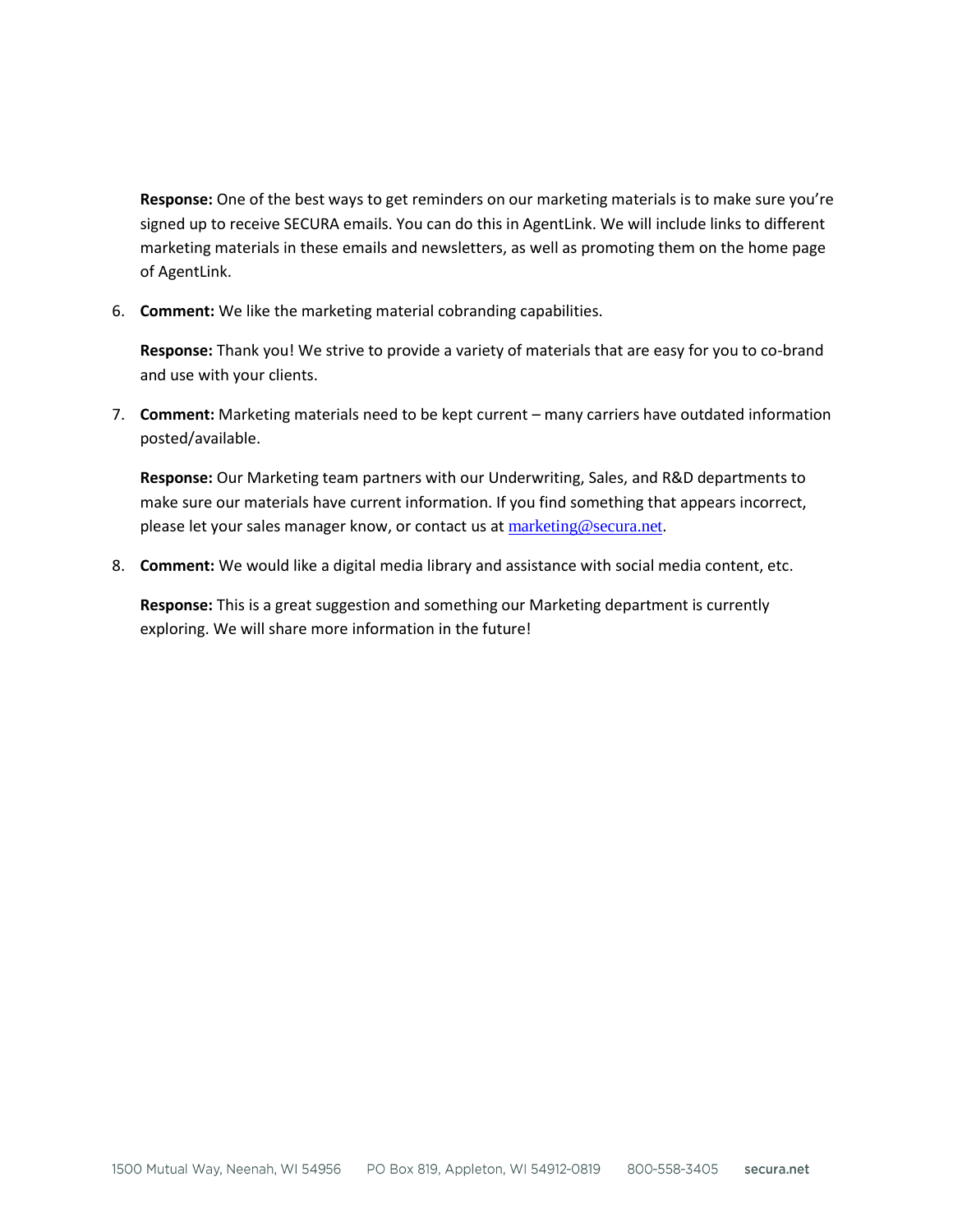**Response:** One of the best ways to get reminders on our marketing materials is to make sure you're signed up to receive SECURA emails. You can do this in AgentLink. We will include links to different marketing materials in these emails and newsletters, as well as promoting them on the home page of AgentLink.

6. **Comment:** We like the marketing material cobranding capabilities.

   **Response:** Thank you! We strive to provide a variety of materials that are easy for you to co-brand and use with your clients.

7. **Comment:** Marketing materials need to be kept current – many carriers have outdated information posted/available.

   **Response:** Our Marketing team partners with our Underwriting, Sales, and R&D departments to make sure our materials have current information. If you find something that appears incorrect, please let your sales manager know, or contact us at marketing@secura.net.

8. **Comment:** We would like a digital media library and assistance with social media content, etc.

   **Response:** This is a great suggestion and something our Marketing department is currently exploring. We will share more information in the future!